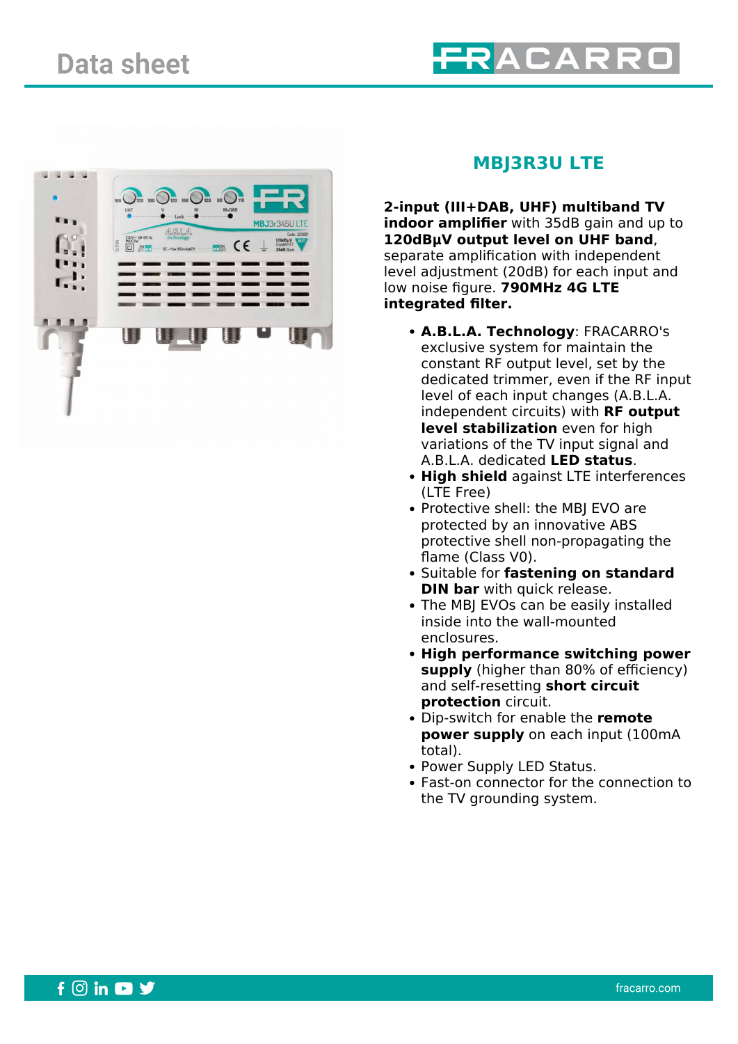# Data sheet

## MBJ3R3U LTE

**2-input (III+DAB, UHF) multiband TV indoor amplifier** with 35dB gain and up to **120dBµV output level on UHF band**, separate amplification with independent level adjustment (20dB) for each input and low noise figure. **790MHz 4G LTE integrated filter.**

- **A.B.L.A. Technology**: FRACARRO's exclusive system for maintain the constant RF output level, set by the dedicated trimmer, even if the RF input level of each input changes (A.B.L.A. independent circuits) with **RF output level stabilization** even for high variations of the TV input signal and A.B.L.A. dedicated **LED status**.
- **High shield** against LTE interferences (LTE Free)
- Protective shell: the MBJ EVO are protected by an innovative ABS protective shell non-propagating the flame (Class V0).
- Suitable for **fastening on standard DIN bar** with quick release.
- The MBJ EVOs can be easily installed inside into the wall-mounted enclosures.
- **High performance switching power supply** (higher than 80% of efficiency) and self-resetting **short circuit protection** circuit.
- Dip-switch for enable the **remote power supply** on each input (100mA total).
- Power Supply LED Status.
- Fast-on connector for the connection to the TV grounding system.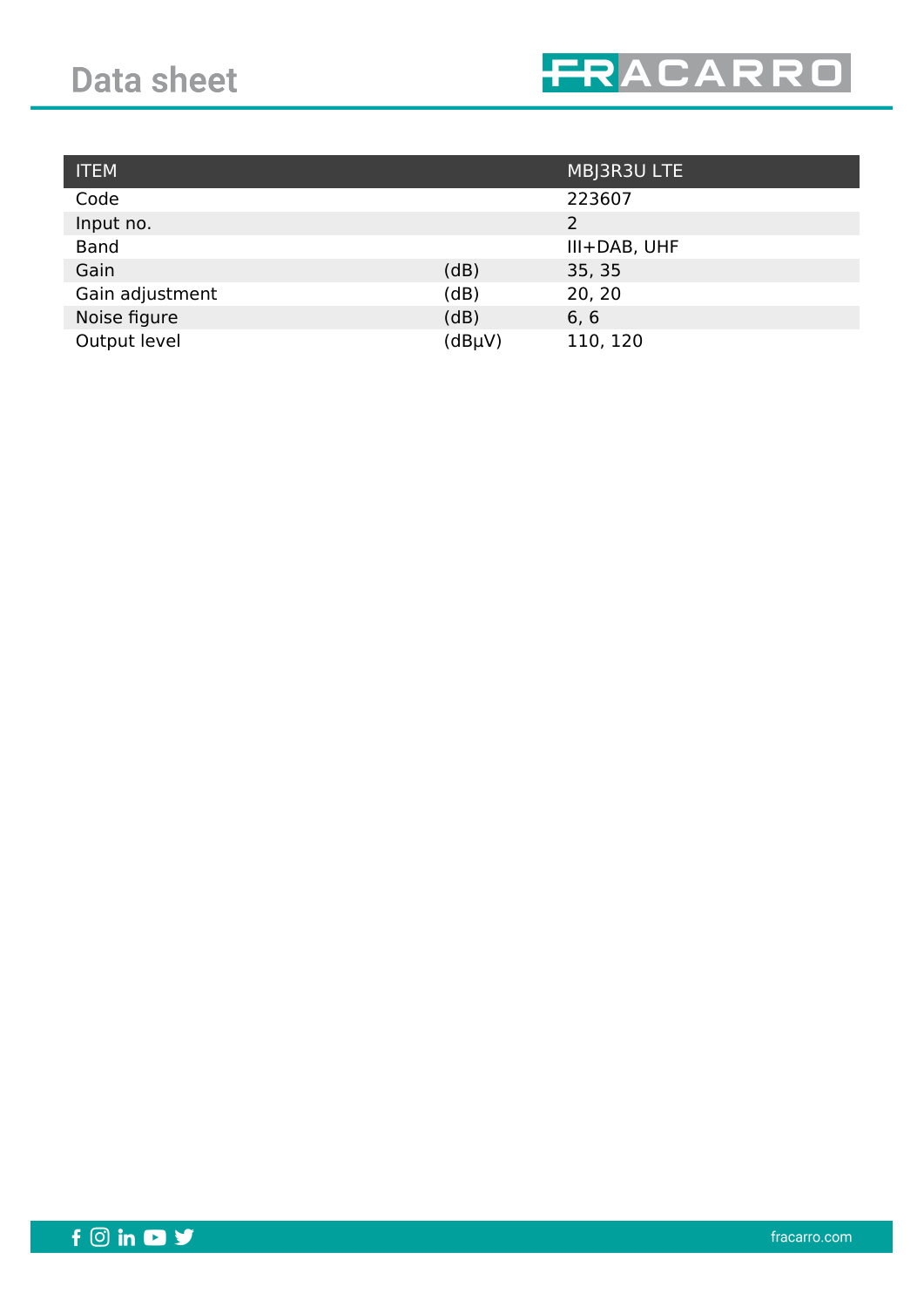# Data sheet

| ITEM | | MBJ3R3U LTE |
|---|---|---|
| Code | | 223607 |
| Input no. | | 2 |
| Band | | III+DAB, UHF |
| Gain | (dB) | 35, 35 |
| Gain adjustment | (dB) | 20, 20 |
| Noise figure | (dB) | 6, 6 |
| Output level | (dBµV) | 110, 120 |